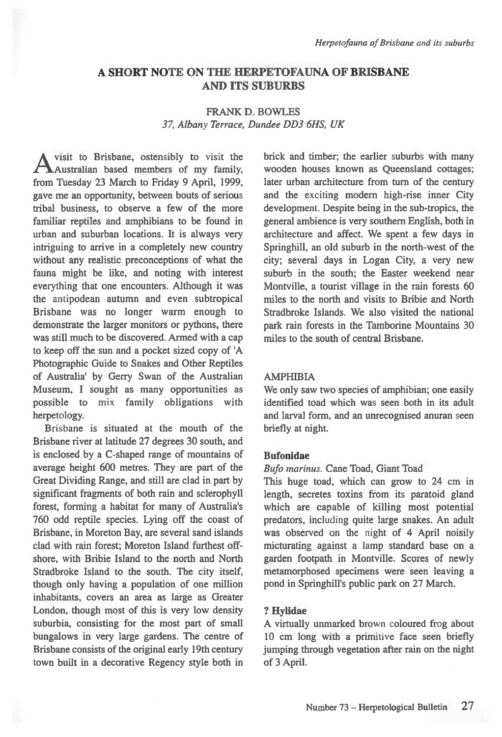# A SHORT NOTE ON THE HERPETOFAUNA OF BRISBANE AND ITS SUBURBS

FRANK D. BOWLES

*37, Albany Terrace, Dundee DD3 6HS, UK*

A visit to Brisbane, ostensibly to visit the Australian based members of my family, from Tuesday 23 March to Friday 9 April, 1999, gave me an opportunity, between bouts of serious tribal business, to observe a few of the more familiar reptiles and amphibians to be found in urban and suburban locations. It is always very intriguing to arrive in a completely new country without any realistic preconceptions of what the fauna might be like, and noting with interest everything that one encounters. Although it was the antipodean autumn and even subtropical Brisbane was no longer warm enough to demonstrate the larger monitors or pythons, there was still much to be discovered. Armed with a cap to keep off the sun and a pocket sized copy of 'A Photographic Guide to Snakes and Other Reptiles of Australia' by Gerry Swan of the Australian Museum, I sought as many opportunities as possible to mix family obligations with herpetology.

Brisbane is situated at the mouth of the Brisbane river at latitude 27 degrees 30 south, and is enclosed by a C-shaped range of mountains of average height 600 metres. They are part of the Great Dividing Range, and still are clad in part by significant fragments of both rain and sclerophyll forest, forming a habitat for many of Australia's 760 odd reptile species. Lying off the coast of Brisbane, in Moreton Bay, are several sand islands clad with rain forest; Moreton Island furthest off-shore, with Bribie Island to the north and North Stradbroke Island to the south. The city itself, though only having a population of one million inhabitants, covers an area as large as Greater London, though most of this is very low density suburbia, consisting for the most part of small bungalows in very large gardens. The centre of Brisbane consists of the original early 19th century town built in a decorative Regency style both in brick and timber; the earlier suburbs with many wooden houses known as Queensland cottages; later urban architecture from turn of the century and the exciting modern high-rise inner City development. Despite being in the sub-tropics, the general ambience is very southern English, both in architecture and affect. We spent a few days in Springhill, an old suburb in the north-west of the city; several days in Logan City, a very new suburb in the south; the Easter weekend near Montville, a tourist village in the rain forests 60 miles to the north and visits to Bribie and North Stradbroke Islands. We also visited the national park rain forests in the Tamborine Mountains 30 miles to the south of central Brisbane.

## AMPHIBIA

We only saw two species of amphibian; one easily identified toad which was seen both in its adult and larval form, and an unrecognised anuran seen briefly at night.

### Bufonidae

*Bufo marinus*. Cane Toad, Giant Toad

This huge toad, which can grow to 24 cm in length, secretes toxins from its paratoid gland which are capable of killing most potential predators, including quite large snakes. An adult was observed on the night of 4 April noisily micturating against a lamp standard base on a garden footpath in Montville. Scores of newly metamorphosed specimens were seen leaving a pond in Springhill's public park on 27 March.

### ? Hylidae

A virtually unmarked brown coloured frog about 10 cm long with a primitive face seen briefly jumping through vegetation after rain on the night of 3 April.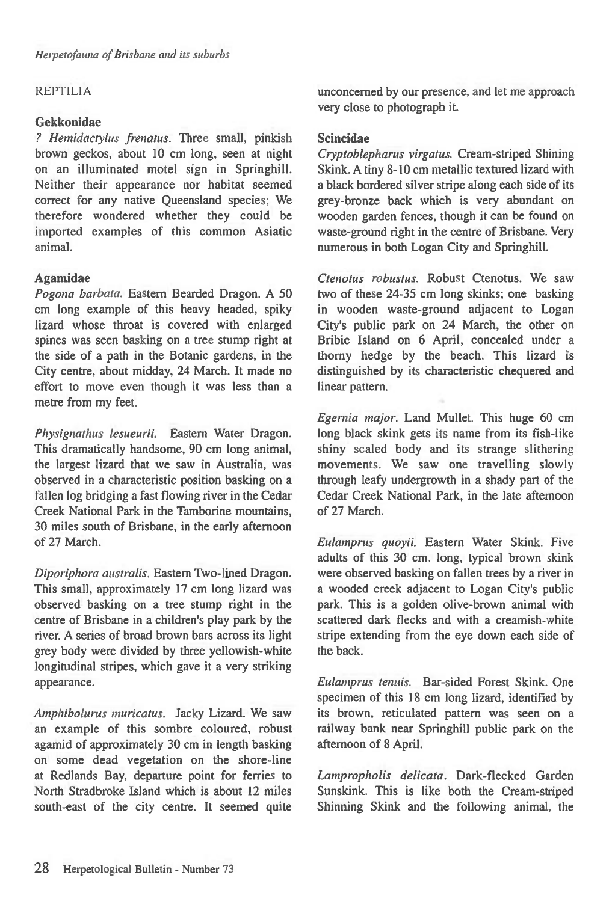## REPTILIA

### Gekkonidae

*? Hemidactylus frenatus.* Three small, pinkish brown geckos, about 10 cm long, seen at night on an illuminated motel sign in Springhill. Neither their appearance nor habitat seemed correct for any native Queensland species; We therefore wondered whether they could be imported examples of this common Asiatic animal.

### Agamidae

*Pogona barbata.* Eastern Bearded Dragon. A 50 cm long example of this heavy headed, spiky lizard whose throat is covered with enlarged spines was seen basking on a tree stump right at the side of a path in the Botanic gardens, in the City centre, about midday, 24 March. It made no effort to move even though it was less than a metre from my feet.

*Physignathus lesueurii.* Eastern Water Dragon. This dramatically handsome, 90 cm long animal, the largest lizard that we saw in Australia, was observed in a characteristic position basking on a fallen log bridging a fast flowing river in the Cedar Creek National Park in the Tamborine mountains, 30 miles south of Brisbane, in the early afternoon of 27 March.

*Diporiphora australis.* Eastern Two-lined Dragon. This small, approximately 17 cm long lizard was observed basking on a tree stump right in the centre of Brisbane in a children's play park by the river. A series of broad brown bars across its light grey body were divided by three yellowish-white longitudinal stripes, which gave it a very striking appearance.

*Amphibolurus muricatus.* Jacky Lizard. We saw an example of this sombre coloured, robust agamid of approximately 30 cm in length basking on some dead vegetation on the shore-line at Redlands Bay, departure point for ferries to North Stradbroke Island which is about 12 miles south-east of the city centre. It seemed quite unconcerned by our presence, and let me approach very close to photograph it.

### Scincidae

*Cryptoblepharus virgatus.* Cream-striped Shining Skink. A tiny 8-10 cm metallic textured lizard with a black bordered silver stripe along each side of its grey-bronze back which is very abundant on wooden garden fences, though it can be found on waste-ground right in the centre of Brisbane. Very numerous in both Logan City and Springhill.

*Ctenotus robustus.* Robust Ctenotus. We saw two of these 24-35 cm long skinks; one basking in wooden waste-ground adjacent to Logan City's public park on 24 March, the other on Bribie Island on 6 April, concealed under a thorny hedge by the beach. This lizard is distinguished by its characteristic chequered and linear pattern.

*Egernia major.* Land Mullet. This huge 60 cm long black skink gets its name from its fish-like shiny scaled body and its strange slithering movements. We saw one travelling slowly through leafy undergrowth in a shady part of the Cedar Creek National Park, in the late afternoon of 27 March.

*Eulamprus quoyii.* Eastern Water Skink. Five adults of this 30 cm. long, typical brown skink were observed basking on fallen trees by a river in a wooded creek adjacent to Logan City's public park. This is a golden olive-brown animal with scattered dark flecks and with a creamish-white stripe extending from the eye down each side of the back.

*Eulamprus tenuis.* Bar-sided Forest Skink. One specimen of this 18 cm long lizard, identified by its brown, reticulated pattern was seen on a railway bank near Springhill public park on the afternoon of 8 April.

*Lampropholis delicata.* Dark-flecked Garden Sunskink. This is like both the Cream-striped Shinning Skink and the following animal, the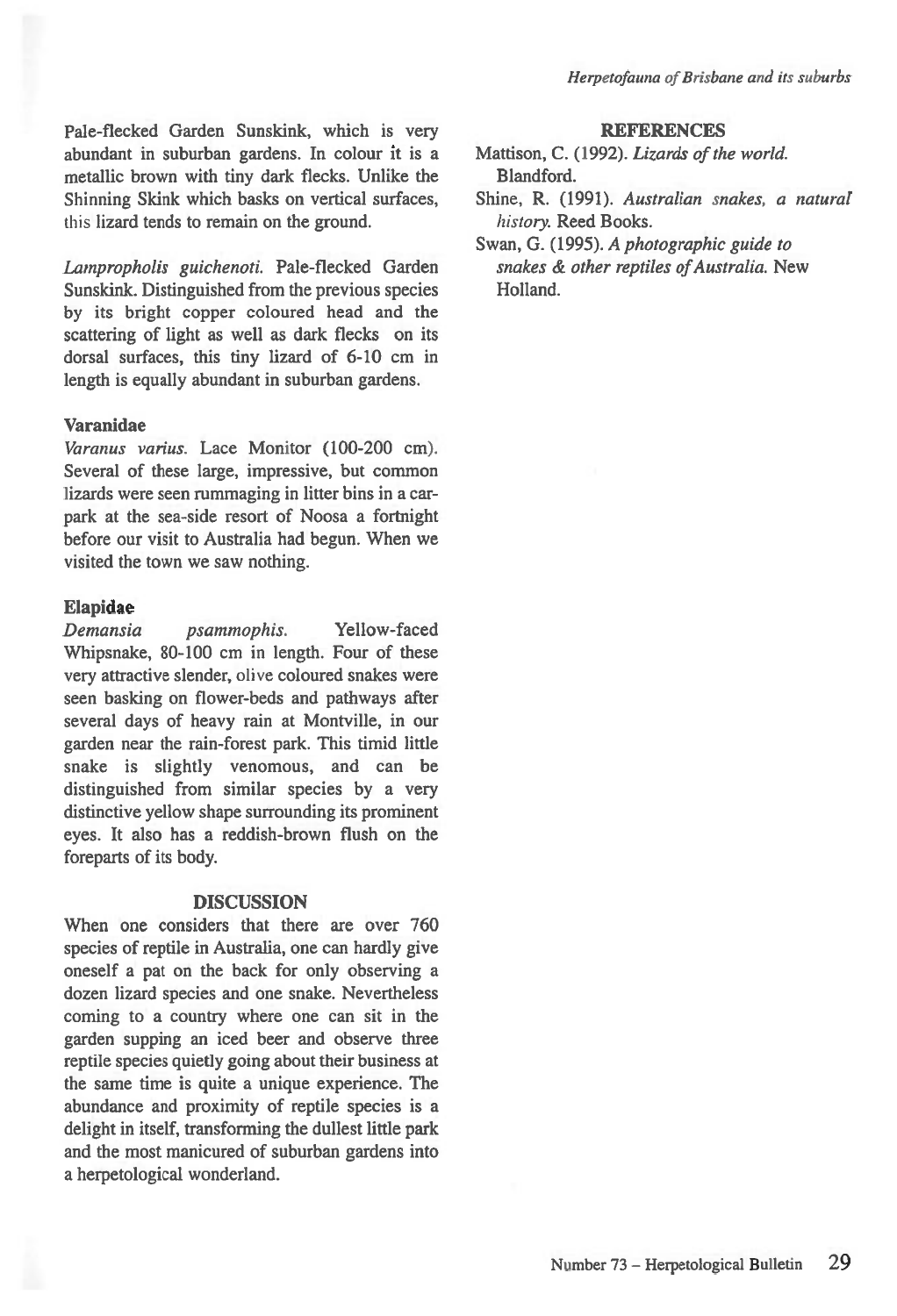Pale-flecked Garden Sunskink, which is very abundant in suburban gardens. In colour it is a metallic brown with tiny dark flecks. Unlike the Shinning Skink which basks on vertical surfaces, this lizard tends to remain on the ground.

*Lampropholis guichenoti*. Pale-flecked Garden Sunskink. Distinguished from the previous species by its bright copper coloured head and the scattering of light as well as dark flecks on its dorsal surfaces, this tiny lizard of 6-10 cm in length is equally abundant in suburban gardens.

### Varanidae

*Varanus varius*. Lace Monitor (100-200 cm). Several of these large, impressive, but common lizards were seen rummaging in litter bins in a car-park at the sea-side resort of Noosa a fortnight before our visit to Australia had begun. When we visited the town we saw nothing.

### Elapidae

*Demansia psammophis*. Yellow-faced Whipsnake, 80-100 cm in length. Four of these very attractive slender, olive coloured snakes were seen basking on flower-beds and pathways after several days of heavy rain at Montville, in our garden near the rain-forest park. This timid little snake is slightly venomous, and can be distinguished from similar species by a very distinctive yellow shape surrounding its prominent eyes. It also has a reddish-brown flush on the foreparts of its body.

## DISCUSSION

When one considers that there are over 760 species of reptile in Australia, one can hardly give oneself a pat on the back for only observing a dozen lizard species and one snake. Nevertheless coming to a country where one can sit in the garden supping an iced beer and observe three reptile species quietly going about their business at the same time is quite a unique experience. The abundance and proximity of reptile species is a delight in itself, transforming the dullest little park and the most manicured of suburban gardens into a herpetological wonderland.

## REFERENCES

Mattison, C. (1992). *Lizards of the world.* Blandford.

Shine, R. (1991). *Australian snakes, a natural history.* Reed Books.

Swan, G. (1995). *A photographic guide to snakes & other reptiles of Australia.* New Holland.